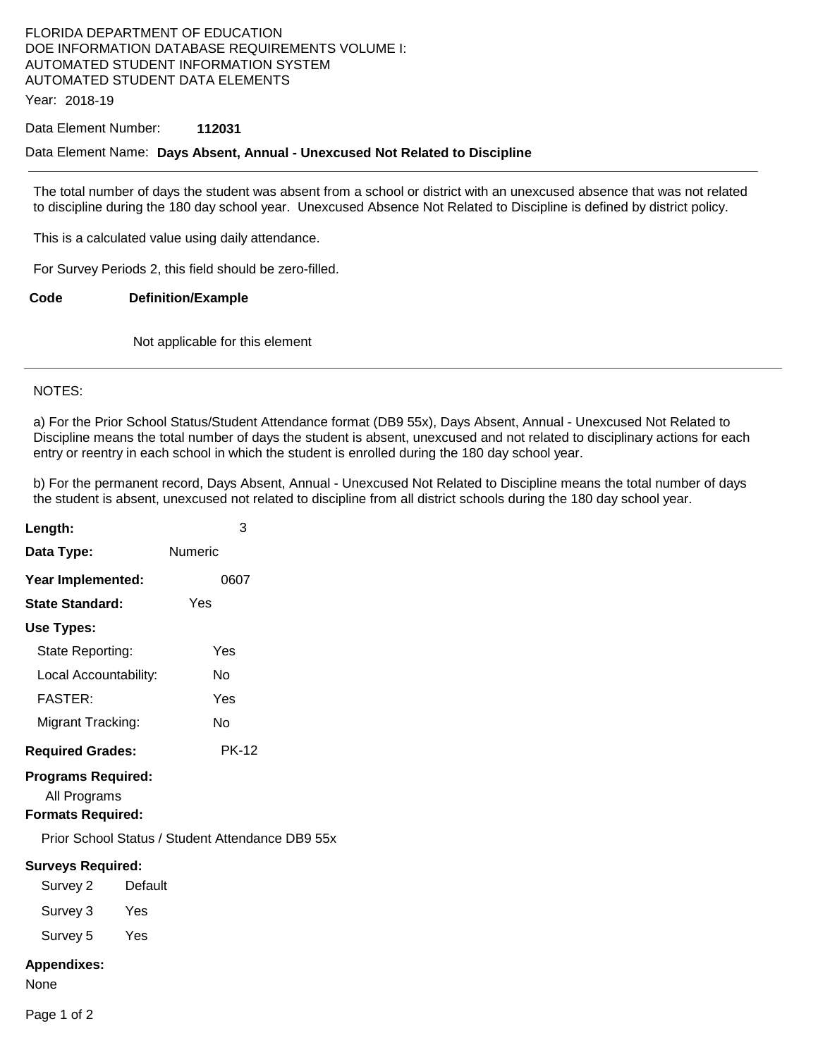FLORIDA DEPARTMENT OF EDUCATION
DOE INFORMATION DATABASE REQUIREMENTS VOLUME I:
AUTOMATED STUDENT INFORMATION SYSTEM
AUTOMATED STUDENT DATA ELEMENTS

Year: 2018-19

Data Element Number: **112031**

Data Element Name: **Days Absent, Annual - Unexcused Not Related to Discipline**

---

The total number of days the student was absent from a school or district with an unexcused absence that was not related to discipline during the 180 day school year. Unexcused Absence Not Related to Discipline is defined by district policy.

This is a calculated value using daily attendance.

For Survey Periods 2, this field should be zero-filled.

| Code | Definition/Example |
|---|---|
| | Not applicable for this element |

---

NOTES:

a) For the Prior School Status/Student Attendance format (DB9 55x), Days Absent, Annual - Unexcused Not Related to Discipline means the total number of days the student is absent, unexcused and not related to disciplinary actions for each entry or reentry in each school in which the student is enrolled during the 180 day school year.

b) For the permanent record, Days Absent, Annual - Unexcused Not Related to Discipline means the total number of days the student is absent, unexcused not related to discipline from all district schools during the 180 day school year.

**Length:** 3

**Data Type:** Numeric

**Year Implemented:** 0607

**State Standard:** Yes

**Use Types:**

- State Reporting: Yes
- Local Accountability: No
- FASTER: Yes
- Migrant Tracking: No

**Required Grades:** PK-12

**Programs Required:**

All Programs

**Formats Required:**

Prior School Status / Student Attendance DB9 55x

**Surveys Required:**

| Survey | Required |
|---|---|
| Survey 2 | Default |
| Survey 3 | Yes |
| Survey 5 | Yes |

**Appendixes:**

None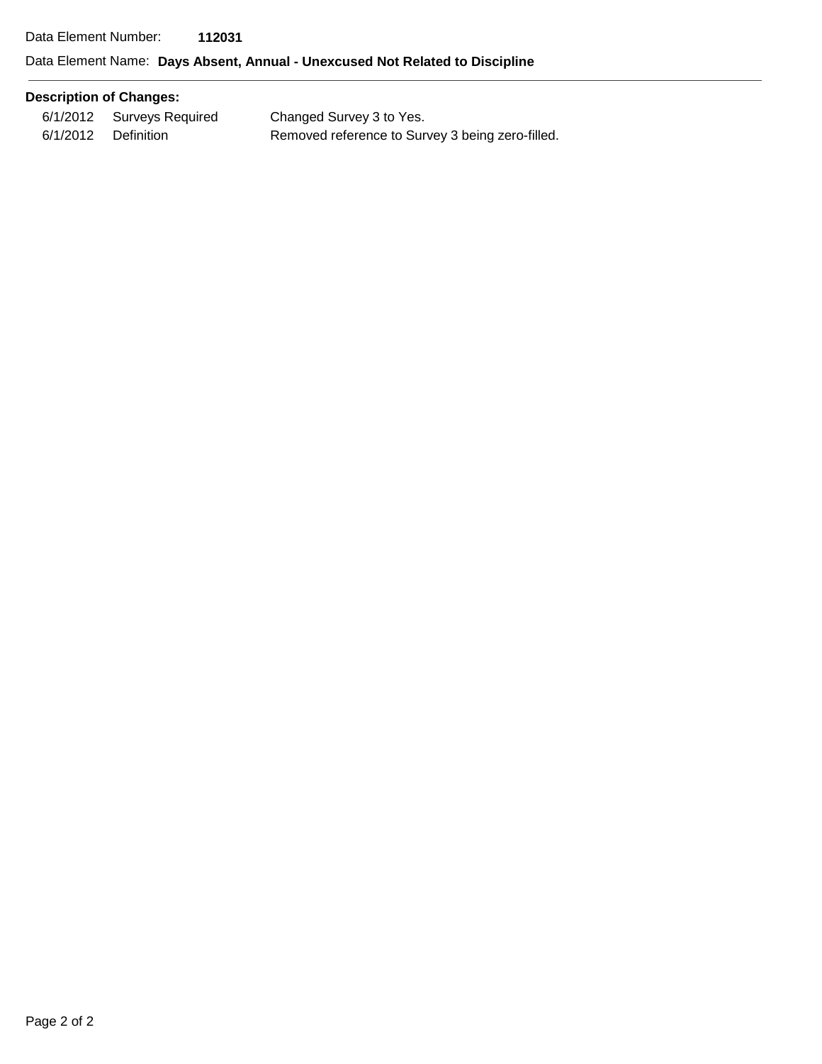Data Element Number: **112031**

Data Element Name: **Days Absent, Annual - Unexcused Not Related to Discipline**

---

**Description of Changes:**

| | | |
|---|---|---|
| 6/1/2012 | Surveys Required | Changed Survey 3 to Yes. |
| 6/1/2012 | Definition | Removed reference to Survey 3 being zero-filled. |